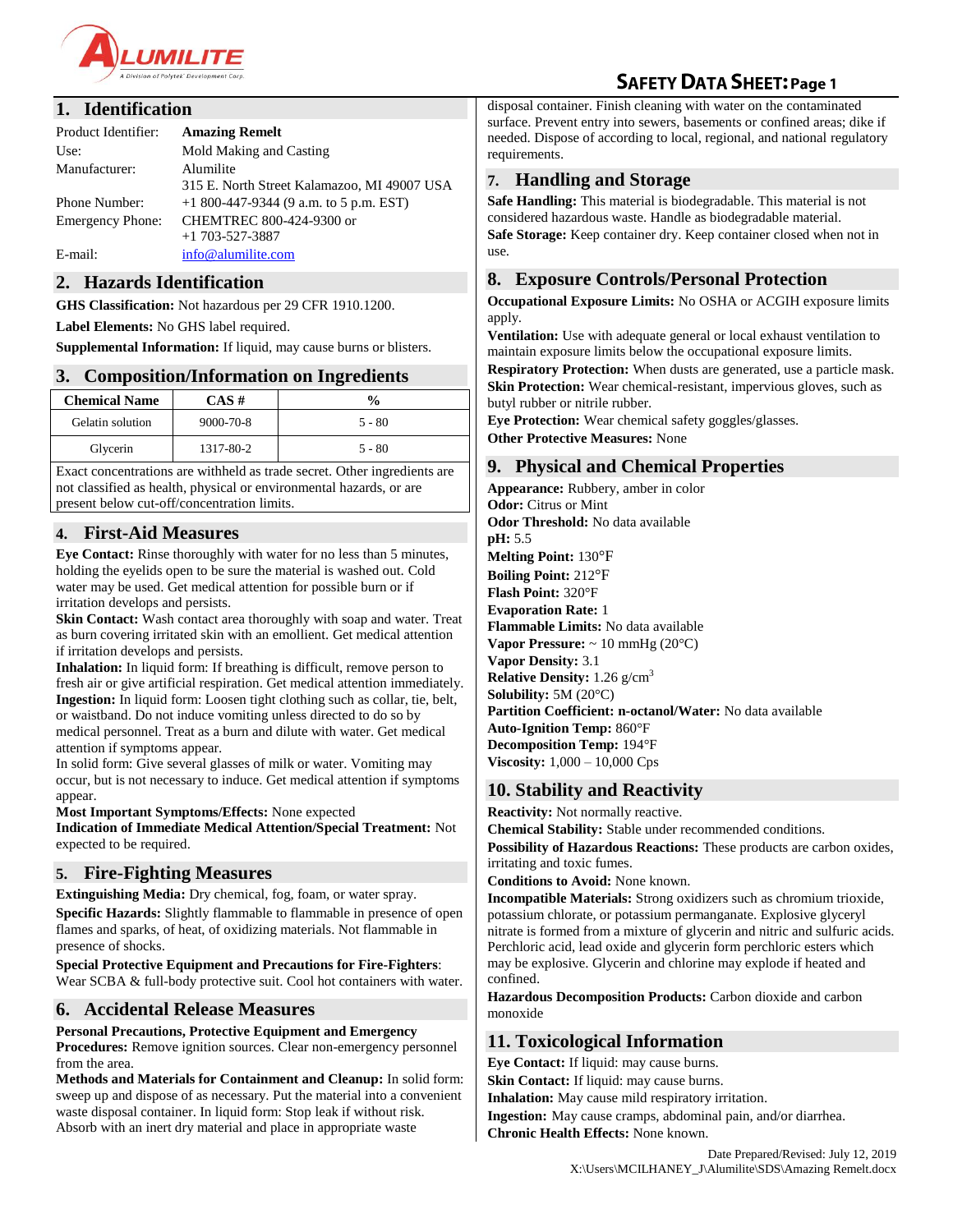# SAFETY DATA SHEET

## 1. Identification

| | |
|---|---|
| Product Identifier: | **Amazing Remelt** |
| Use: | Mold Making and Casting |
| Manufacturer: | Alumilite<br>315 E. North Street Kalamazoo, MI 49007 USA |
| Phone Number: | +1 800-447-9344 (9 a.m. to 5 p.m. EST) |
| Emergency Phone: | CHEMTREC 800-424-9300 or<br>+1 703-527-3887 |
| E-mail: | info@alumilite.com |

## 2. Hazards Identification

**GHS Classification:** Not hazardous per 29 CFR 1910.1200.

**Label Elements:** No GHS label required.

**Supplemental Information:** If liquid, may cause burns or blisters.

## 3. Composition/Information on Ingredients

| Chemical Name | CAS # | % |
|---|---|---|
| Gelatin solution | 9000-70-8 | 5 - 80 |
| Glycerin | 1317-80-2 | 5 - 80 |

Exact concentrations are withheld as trade secret. Other ingredients are not classified as health, physical or environmental hazards, or are present below cut-off/concentration limits.

## 4. First-Aid Measures

**Eye Contact:** Rinse thoroughly with water for no less than 5 minutes, holding the eyelids open to be sure the material is washed out. Cold water may be used. Get medical attention for possible burn or if irritation develops and persists.

**Skin Contact:** Wash contact area thoroughly with soap and water. Treat as burn covering irritated skin with an emollient. Get medical attention if irritation develops and persists.

**Inhalation:** In liquid form: If breathing is difficult, remove person to fresh air or give artificial respiration. Get medical attention immediately.

**Ingestion:** In liquid form: Loosen tight clothing such as collar, tie, belt, or waistband. Do not induce vomiting unless directed to do so by medical personnel. Treat as a burn and dilute with water. Get medical attention if symptoms appear.

In solid form: Give several glasses of milk or water. Vomiting may occur, but is not necessary to induce. Get medical attention if symptoms appear.

**Most Important Symptoms/Effects:** None expected

**Indication of Immediate Medical Attention/Special Treatment:** Not expected to be required.

## 5. Fire-Fighting Measures

**Extinguishing Media:** Dry chemical, fog, foam, or water spray.

**Specific Hazards:** Slightly flammable to flammable in presence of open flames and sparks, of heat, of oxidizing materials. Not flammable in presence of shocks.

**Special Protective Equipment and Precautions for Fire-Fighters**: Wear SCBA & full-body protective suit. Cool hot containers with water.

## 6. Accidental Release Measures

**Personal Precautions, Protective Equipment and Emergency Procedures:** Remove ignition sources. Clear non-emergency personnel from the area.

**Methods and Materials for Containment and Cleanup:** In solid form: sweep up and dispose of as necessary. Put the material into a convenient waste disposal container. In liquid form: Stop leak if without risk. Absorb with an inert dry material and place in appropriate waste disposal container. Finish cleaning with water on the contaminated surface. Prevent entry into sewers, basements or confined areas; dike if needed. Dispose of according to local, regional, and national regulatory requirements.

## 7. Handling and Storage

**Safe Handling:** This material is biodegradable. This material is not considered hazardous waste. Handle as biodegradable material.

**Safe Storage:** Keep container dry. Keep container closed when not in use.

## 8. Exposure Controls/Personal Protection

**Occupational Exposure Limits:** No OSHA or ACGIH exposure limits apply.

**Ventilation:** Use with adequate general or local exhaust ventilation to maintain exposure limits below the occupational exposure limits.

**Respiratory Protection:** When dusts are generated, use a particle mask.

**Skin Protection:** Wear chemical-resistant, impervious gloves, such as butyl rubber or nitrile rubber.

**Eye Protection:** Wear chemical safety goggles/glasses.

**Other Protective Measures:** None

## 9. Physical and Chemical Properties

**Appearance:** Rubbery, amber in color

**Odor:** Citrus or Mint

**Odor Threshold:** No data available

**pH:** 5.5

**Melting Point:** 130°F

**Boiling Point:** 212°F

**Flash Point:** 320°F

**Evaporation Rate:** 1

**Flammable Limits:** No data available

**Vapor Pressure:** ~ 10 mmHg (20°C)

**Vapor Density:** 3.1

**Relative Density:** 1.26 g/cm$^3$

**Solubility:** 5M (20°C)

**Partition Coefficient: n-octanol/Water:** No data available

**Auto-Ignition Temp:** 860°F

**Decomposition Temp:** 194°F

**Viscosity:** 1,000 – 10,000 Cps

## 10. Stability and Reactivity

**Reactivity:** Not normally reactive.

**Chemical Stability:** Stable under recommended conditions.

**Possibility of Hazardous Reactions:** These products are carbon oxides, irritating and toxic fumes.

**Conditions to Avoid:** None known.

**Incompatible Materials:** Strong oxidizers such as chromium trioxide, potassium chlorate, or potassium permanganate. Explosive glyceryl nitrate is formed from a mixture of glycerin and nitric and sulfuric acids. Perchloric acid, lead oxide and glycerin form perchloric esters which may be explosive. Glycerin and chlorine may explode if heated and confined.

**Hazardous Decomposition Products:** Carbon dioxide and carbon monoxide

## 11. Toxicological Information

**Eye Contact:** If liquid: may cause burns.

**Skin Contact:** If liquid: may cause burns.

**Inhalation:** May cause mild respiratory irritation.

**Ingestion:** May cause cramps, abdominal pain, and/or diarrhea.

**Chronic Health Effects:** None known.

Date Prepared/Revised: July 12, 2019
X:\Users\MCILHANEY_J\Alumilite\SDS\Amazing Remelt.docx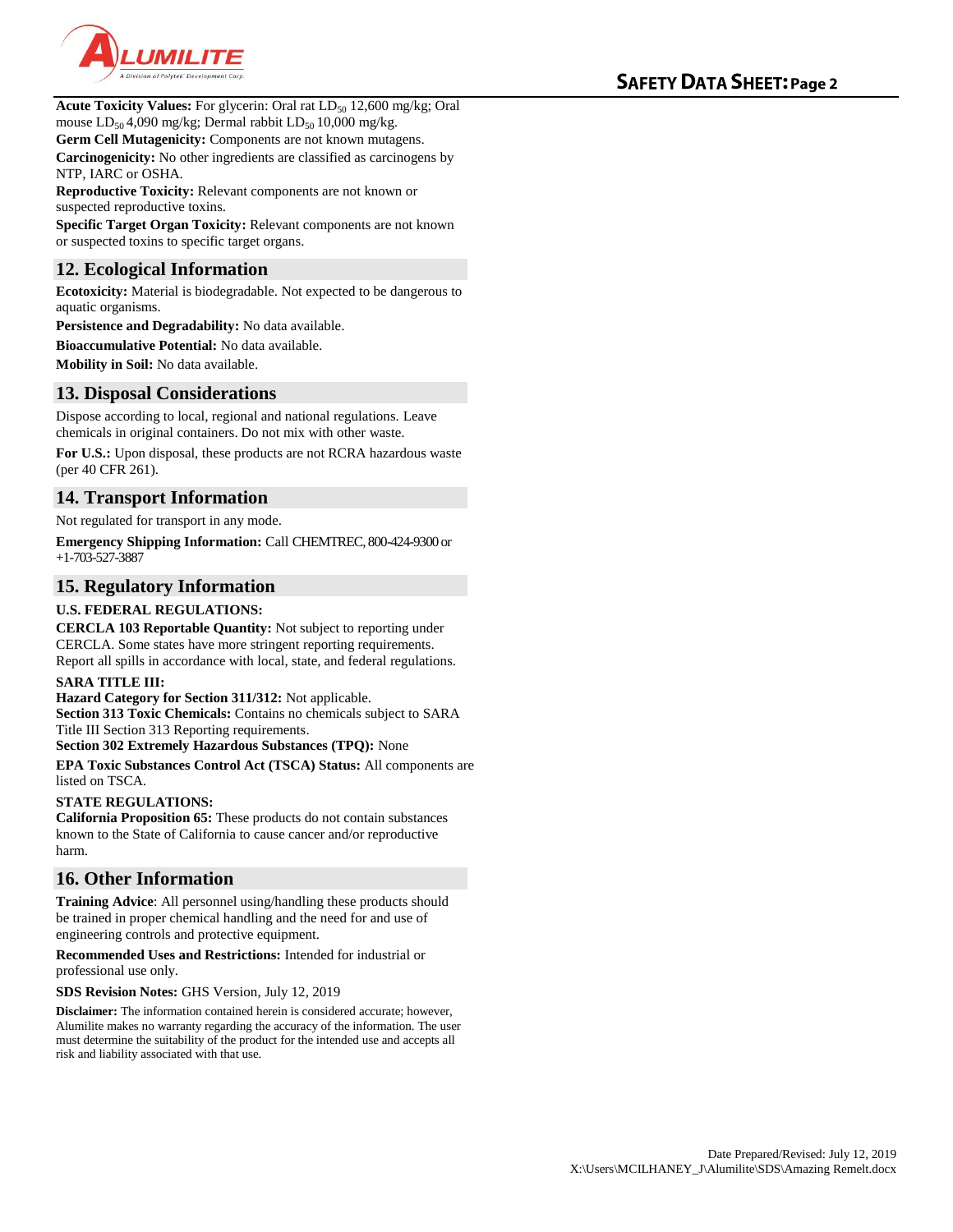**Acute Toxicity Values:** For glycerin: Oral rat $LD_{50}$ 12,600 mg/kg; Oral mouse $LD_{50}$ 4,090 mg/kg; Dermal rabbit $LD_{50}$ 10,000 mg/kg.

**Germ Cell Mutagenicity:** Components are not known mutagens.

**Carcinogenicity:** No other ingredients are classified as carcinogens by NTP, IARC or OSHA.

**Reproductive Toxicity:** Relevant components are not known or suspected reproductive toxins.

**Specific Target Organ Toxicity:** Relevant components are not known or suspected toxins to specific target organs.

## 12. Ecological Information

**Ecotoxicity:** Material is biodegradable. Not expected to be dangerous to aquatic organisms.

**Persistence and Degradability:** No data available.

**Bioaccumulative Potential:** No data available.

**Mobility in Soil:** No data available.

## 13. Disposal Considerations

Dispose according to local, regional and national regulations. Leave chemicals in original containers. Do not mix with other waste.

**For U.S.:** Upon disposal, these products are not RCRA hazardous waste (per 40 CFR 261).

## 14. Transport Information

Not regulated for transport in any mode.

**Emergency Shipping Information:** Call CHEMTREC, 800-424-9300 or +1-703-527-3887

## 15. Regulatory Information

**U.S. FEDERAL REGULATIONS:**

**CERCLA 103 Reportable Quantity:** Not subject to reporting under CERCLA. Some states have more stringent reporting requirements. Report all spills in accordance with local, state, and federal regulations.

**SARA TITLE III:**

**Hazard Category for Section 311/312:** Not applicable.
**Section 313 Toxic Chemicals:** Contains no chemicals subject to SARA Title III Section 313 Reporting requirements.
**Section 302 Extremely Hazardous Substances (TPQ):** None

**EPA Toxic Substances Control Act (TSCA) Status:** All components are listed on TSCA.

**STATE REGULATIONS:**

**California Proposition 65:** These products do not contain substances known to the State of California to cause cancer and/or reproductive harm.

## 16. Other Information

**Training Advice**: All personnel using/handling these products should be trained in proper chemical handling and the need for and use of engineering controls and protective equipment.

**Recommended Uses and Restrictions:** Intended for industrial or professional use only.

**SDS Revision Notes:** GHS Version, July 12, 2019

**Disclaimer:** The information contained herein is considered accurate; however, Alumilite makes no warranty regarding the accuracy of the information. The user must determine the suitability of the product for the intended use and accepts all risk and liability associated with that use.

Date Prepared/Revised: July 12, 2019
X:\Users\MCILHANEY_J\Alumilite\SDS\Amazing Remelt.docx